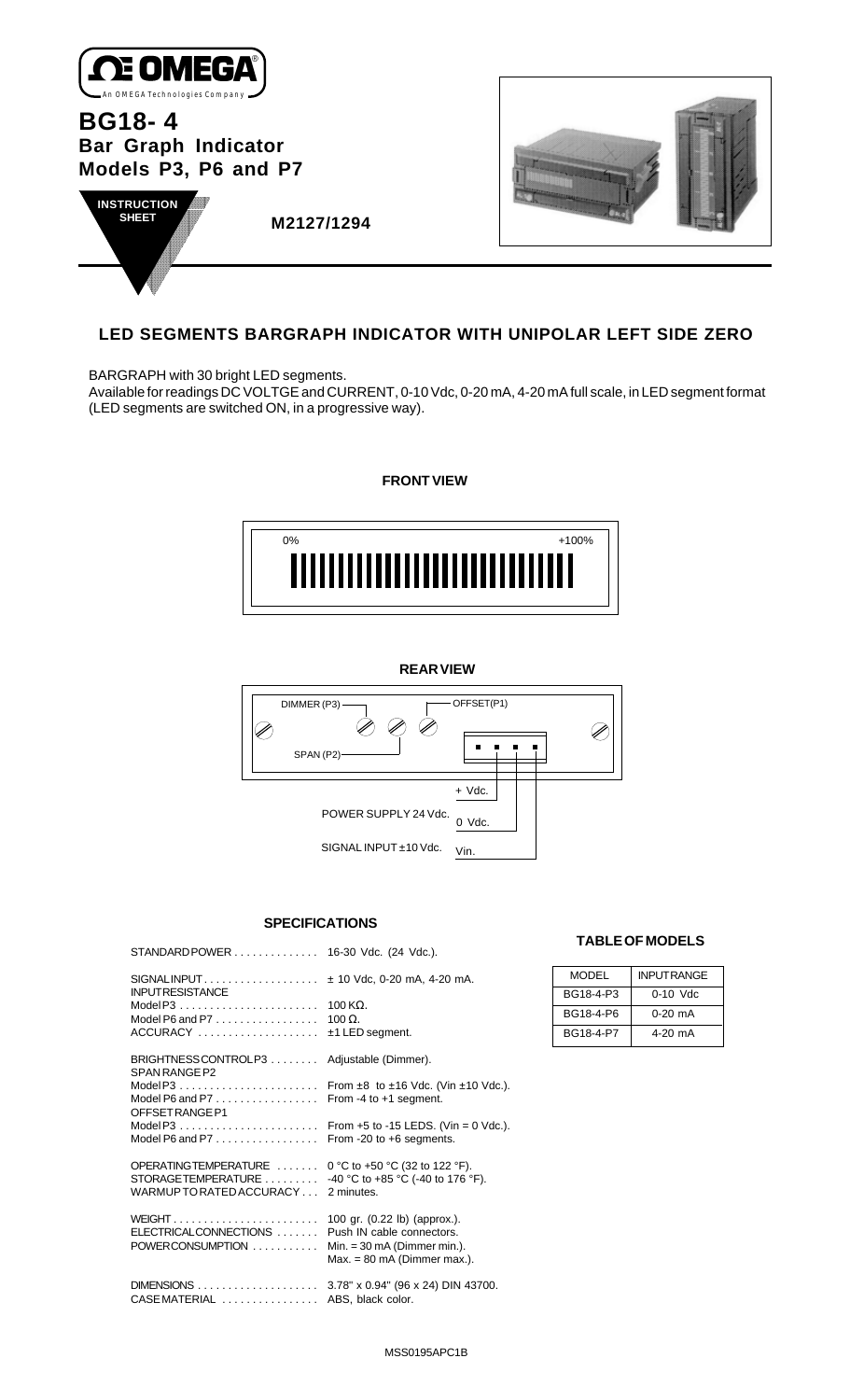# BG18- 4

## Bar Graph Indicator Models P3, P6 and P7

INSTRUCTION SHEET

M2127/1294

## LED SEGMENTS BARGRAPH INDICATOR WITH UNIPOLAR LEFT SIDE ZERO

BARGRAPH with 30 bright LED segments.
Available for readings DC VOLTGE and CURRENT, 0-10 Vdc, 0-20 mA, 4-20 mA full scale, in LED segment format (LED segments are switched ON, in a progressive way).

### FRONT VIEW

0% +100%

### REAR VIEW

DIMMER (P3)
OFFSET(P1)
SPAN (P2)
POWER SUPPLY 24 Vdc. + Vdc. 0 Vdc.
SIGNAL INPUT ±10 Vdc. Vin.

### SPECIFICATIONS

| | |
|---|---|
| STANDARD POWER | 16-30 Vdc. (24 Vdc.). |
| SIGNAL INPUT | ± 10 Vdc, 0-20 mA, 4-20 mA. |
| INPUT RESISTANCE | |
| Model P3 | 100 KΩ. |
| Model P6 and P7 | 100 Ω. |
| ACCURACY | ±1 LED segment. |
| BRIGHTNESS CONTROL P3 | Adjustable (Dimmer). |
| SPAN RANGE P2 | |
| Model P3 | From ±8 to ±16 Vdc. (Vin ±10 Vdc.). |
| Model P6 and P7 | From -4 to +1 segment. |
| OFFSET RANGE P1 | |
| Model P3 | From +5 to -15 LEDS. (Vin = 0 Vdc.). |
| Model P6 and P7 | From -20 to +6 segments. |
| OPERATING TEMPERATURE | 0 °C to +50 °C (32 to 122 °F). |
| STORAGE TEMPERATURE | -40 °C to +85 °C (-40 to 176 °F). |
| WARMUP TO RATED ACCURACY | 2 minutes. |
| WEIGHT | 100 gr. (0.22 lb) (approx.). |
| ELECTRICAL CONNECTIONS | Push IN cable connectors. |
| POWER CONSUMPTION | Min. = 30 mA (Dimmer min.). Max. = 80 mA (Dimmer max.). |
| DIMENSIONS | 3.78" x 0.94" (96 x 24) DIN 43700. |
| CASE MATERIAL | ABS, black color. |

### TABLE OF MODELS

| MODEL | INPUT RANGE |
|---|---|
| BG18-4-P3 | 0-10 Vdc |
| BG18-4-P6 | 0-20 mA |
| BG18-4-P7 | 4-20 mA |

MSS0195APC1B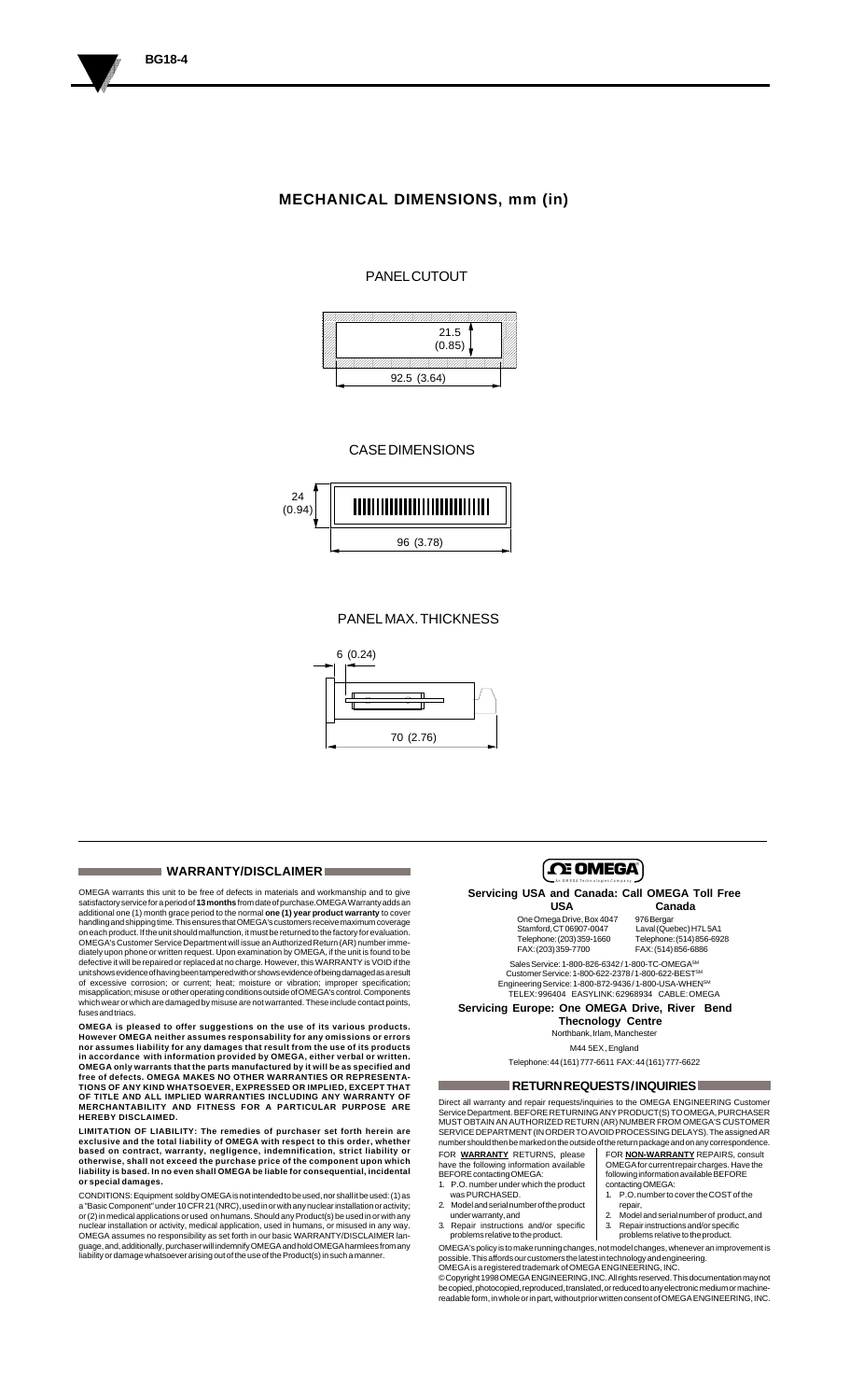## MECHANICAL DIMENSIONS, mm (in)

PANEL CUTOUT

21.5
(0.85)

92.5 (3.64)

CASE DIMENSIONS

24
(0.94)

96 (3.78)

PANEL MAX. THICKNESS

6 (0.24)

70 (2.76)

## WARRANTY/DISCLAIMER

OMEGA warrants this unit to be free of defects in materials and workmanship and to give satisfactory service for a period of **13 months** from date of purchase. OMEGA Warranty adds an additional one (1) month grace period to the normal **one (1) year product warranty** to cover handling and shipping time. This ensures that OMEGA's customers receive maximum coverage on each product. If the unit should malfunction, it must be returned to the factory for evaluation. OMEGA's Customer Service Department will issue an Authorized Return (AR) number immediately upon phone or written request. Upon examination by OMEGA, if the unit is found to be defective it will be repaired or replaced at no charge. However, this WARRANTY is VOID if the unit shows evidence of having been tampered with or shows evidence of being damaged as a result of excessive corrosion; or current; heat; moisture or vibration; improper specification; misapplication; misuse or other operating conditions outside of OMEGA's control. Components which wear or which are damaged by misuse are not warranted. These include contact points, fuses and triacs.

**OMEGA is pleased to offer suggestions on the use of its various products. However OMEGA neither assumes responsability for any omissions or errors nor assumes liability for any damages that result from the use of its products in accordance with information provided by OMEGA, either verbal or written. OMEGA only warrants that the parts manufactured by it will be as specified and free of defects. OMEGA MAKES NO OTHER WARRANTIES OR REPRESENTATIONS OF ANY KIND WHATSOEVER, EXPRESSED OR IMPLIED, EXCEPT THAT OF TITLE AND ALL IMPLIED WARRANTIES INCLUDING ANY WARRANTY OF MERCHANTABILITY AND FITNESS FOR A PARTICULAR PURPOSE ARE HEREBY DISCLAIMED.**

**LIMITATION OF LIABILITY: The remedies of purchaser set forth herein are exclusive and the total liability of OMEGA with respect to this order, whether based on contract, warranty, negligence, indemnification, strict liability or otherwise, shall not exceed the purchase price of the component upon which liability is based. In no even shall OMEGA be liable for consequential, incidental or special damages.**

CONDITIONS: Equipment sold by OMEGA is not intended to be used, nor shall it be used: (1) as a "Basic Component" under 10 CFR 21 (NRC), used in or with any nuclear installation or activity; or (2) in medical applications or used on humans. Should any Product(s) be used in or with any nuclear installation or activity, medical application, used in humans, or misused in any way. OMEGA assumes no responsibility as set forth in our basic WARRANTY/DISCLAIMER language, and, additionally, purchaser will indemnify OMEGA and hold OMEGA harmless from any liability or damage whatsoever arising out of the use of the Product(s) in such a manner.

OMEGA
An OMEGA Technologies Company

**Servicing USA and Canada: Call OMEGA Toll Free**

**USA**
One Omega Drive, Box 4047
Stamford, CT 06907-0047
Telephone: (203) 359-1660
FAX: (203) 359-7700

**Canada**
976 Bergar
Laval (Quebec) H7L 5A1
Telephone: (514) 856-6928
FAX: (514) 856-6886

Sales Service: 1-800-826-6342 / 1-800-TC-OMEGA℠
Customer Service: 1-800-622-2378 / 1-800-622-BEST℠
Engineering Service: 1-800-872-9436 / 1-800-USA-WHEN℠
TELEX: 996404 EASYLINK: 62968934 CABLE: OMEGA

**Servicing Europe: One OMEGA Drive, River Bend Thecnology Centre**

Northbank, Irlam, Manchester

M44 5EX, England

Telephone: 44 (161) 777-6611 FAX: 44 (161) 777-6622

## RETURN REQUESTS / INQUIRIES

Direct all warranty and repair requests/inquiries to the OMEGA ENGINEERING Customer Service Department. BEFORE RETURNING ANY PRODUCT(S) TO OMEGA, PURCHASER MUST OBTAIN AN AUTHORIZED RETURN (AR) NUMBER FROM OMEGA'S CUSTOMER SERVICE DEPARTMENT (IN ORDER TO AVOID PROCESSING DELAYS). The assigned AR number should then be marked on the outside of the return package and on any correspondence.

FOR **WARRANTY** RETURNS, please have the following information available BEFORE contacting OMEGA:

1. P.O. number under which the product was PURCHASED.
2. Model and serial number of the product under warranty, and
3. Repair instructions and/or specific problems relative to the product.

FOR **NON-WARRANTY** REPAIRS, consult OMEGA for current repair charges. Have the following information available BEFORE contacting OMEGA:

1. P.O. number to cover the COST of the repair,
2. Model and serial number of product, and
3. Repair instructions and/or specific problems relative to the product.

OMEGA's policy is to make running changes, not model changes, whenever an improvement is possible. This affords our customers the latest in technology and engineering.
OMEGA is a registered trademark of OMEGA ENGINEERING, INC.
© Copyright 1998 OMEGA ENGINEERING, INC. All rights reserved. This documentation may not be copied, photocopied, reproduced, translated, or reduced to any electronic medium or machine-readable form, in whole or in part, without prior written consent of OMEGA ENGINEERING, INC.